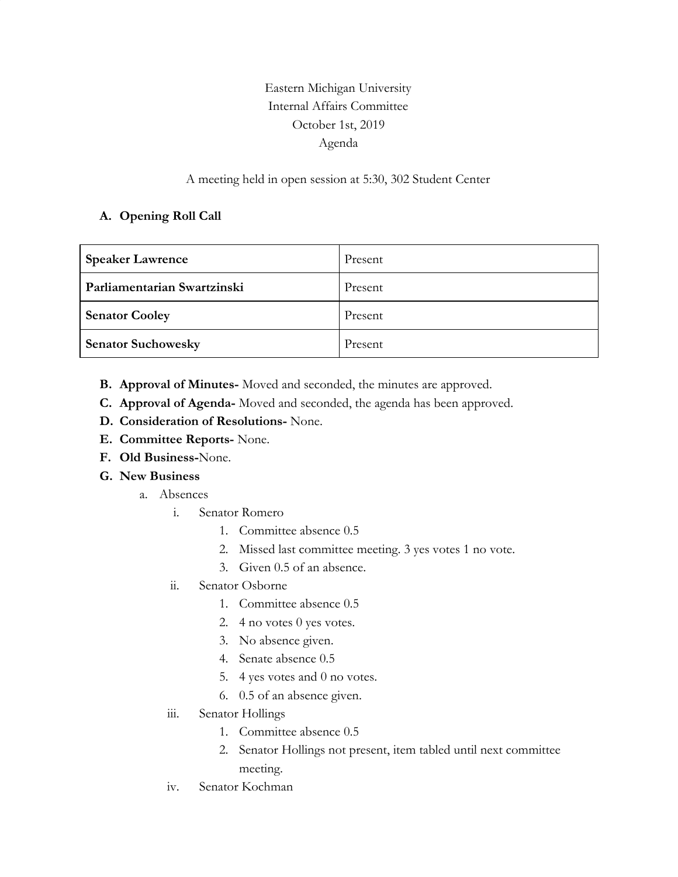Eastern Michigan University
Internal Affairs Committee
October 1st, 2019
Agenda

A meeting held in open session at 5:30, 302 Student Center

**A. Opening Roll Call**

| **Speaker Lawrence** | Present |
|---|---|
| **Parliamentarian Swartzinski** | Present |
| **Senator Cooley** | Present |
| **Senator Suchowesky** | Present |

**B. Approval of Minutes-** Moved and seconded, the minutes are approved.

**C. Approval of Agenda-** Moved and seconded, the agenda has been approved.

**D. Consideration of Resolutions-** None.

**E. Committee Reports-** None.

**F. Old Business-**None.

**G. New Business**

a. Absences

i. Senator Romero

1. Committee absence 0.5
2. Missed last committee meeting. 3 yes votes 1 no vote.
3. Given 0.5 of an absence.

ii. Senator Osborne

1. Committee absence 0.5
2. 4 no votes 0 yes votes.
3. No absence given.
4. Senate absence 0.5
5. 4 yes votes and 0 no votes.
6. 0.5 of an absence given.

iii. Senator Hollings

1. Committee absence 0.5
2. Senator Hollings not present, item tabled until next committee meeting.

iv. Senator Kochman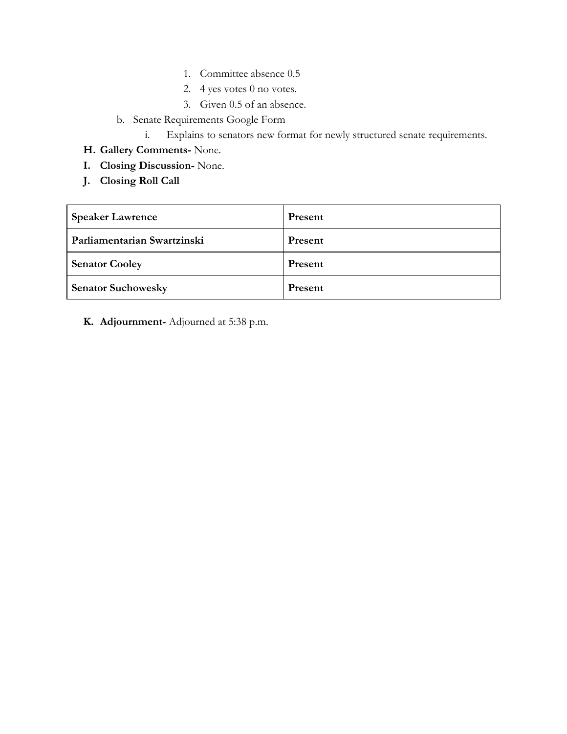1. Committee absence 0.5
2. 4 yes votes 0 no votes.
3. Given 0.5 of an absence.

b. Senate Requirements Google Form

i. Explains to senators new format for newly structured senate requirements.

**H. Gallery Comments-** None.

**I. Closing Discussion-** None.

**J. Closing Roll Call**

| | |
|---|---|
| **Speaker Lawrence** | **Present** |
| **Parliamentarian Swartzinski** | **Present** |
| **Senator Cooley** | **Present** |
| **Senator Suchowesky** | **Present** |

**K. Adjournment-** Adjourned at 5:38 p.m.